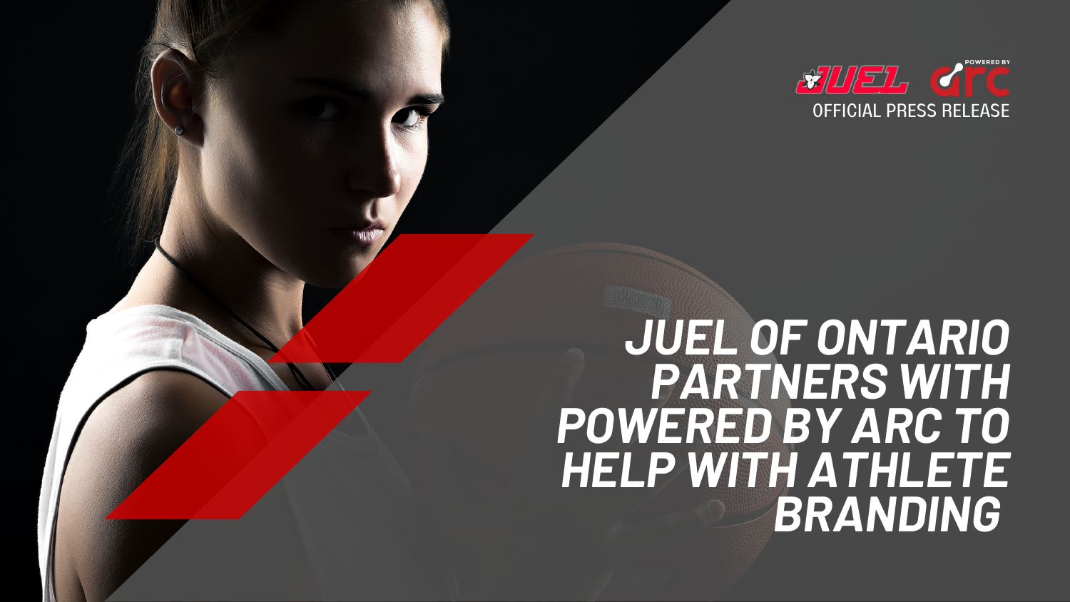JUEL arc POWERED BY

OFFICIAL PRESS RELEASE

# JUEL OF ONTARIO PARTNERS WITH POWERED BY ARC TO HELP WITH ATHLETE BRANDING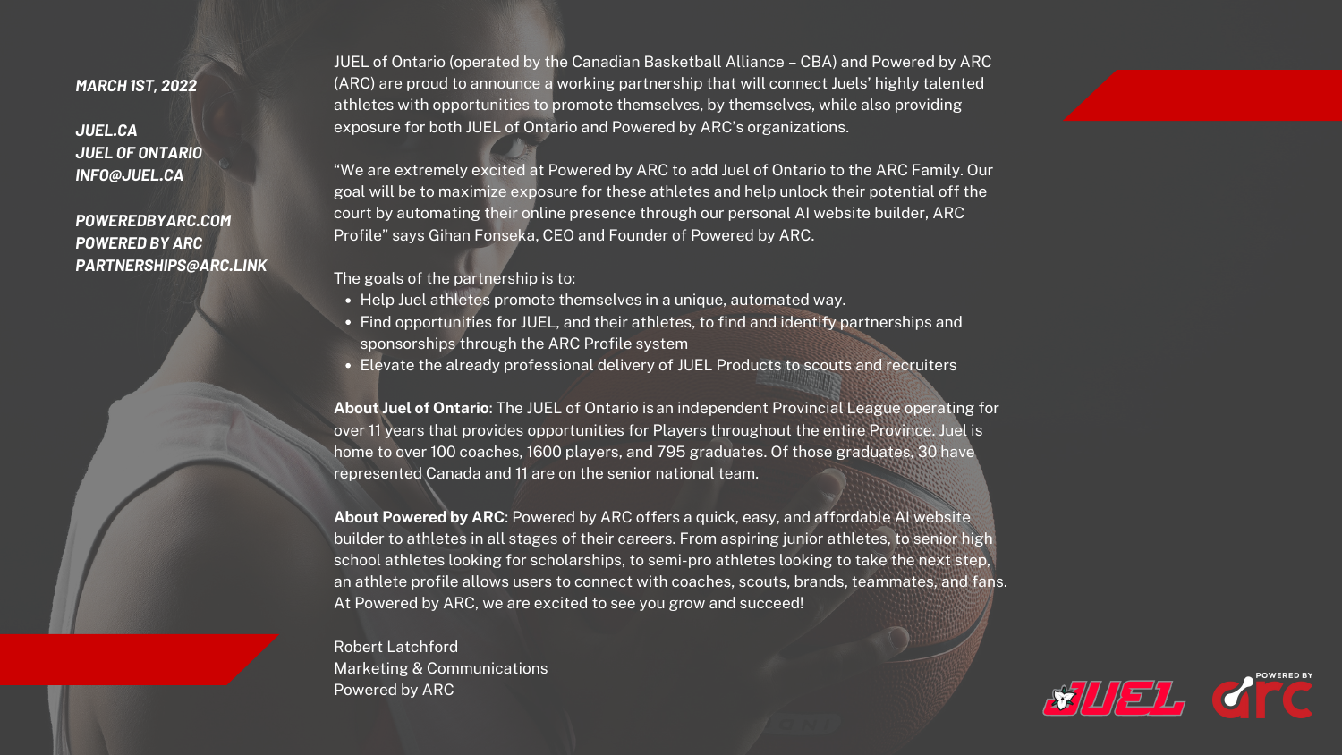***MARCH 1ST, 2022***

***JUEL.CA***
***JUEL OF ONTARIO***
***INFO@JUEL.CA***

***POWEREDBYARC.COM***
***POWERED BY ARC***
***PARTNERSHIPS@ARC.LINK***

JUEL of Ontario (operated by the Canadian Basketball Alliance – CBA) and Powered by ARC (ARC) are proud to announce a working partnership that will connect Juels' highly talented athletes with opportunities to promote themselves, by themselves, while also providing exposure for both JUEL of Ontario and Powered by ARC's organizations.

"We are extremely excited at Powered by ARC to add Juel of Ontario to the ARC Family. Our goal will be to maximize exposure for these athletes and help unlock their potential off the court by automating their online presence through our personal AI website builder, ARC Profile" says Gihan Fonseka, CEO and Founder of Powered by ARC.

The goals of the partnership is to:

- Help Juel athletes promote themselves in a unique, automated way.
- Find opportunities for JUEL, and their athletes, to find and identify partnerships and sponsorships through the ARC Profile system
- Elevate the already professional delivery of JUEL Products to scouts and recruiters

**About Juel of Ontario**: The JUEL of Ontario is an independent Provincial League operating for over 11 years that provides opportunities for Players throughout the entire Province. Juel is home to over 100 coaches, 1600 players, and 795 graduates. Of those graduates, 30 have represented Canada and 11 are on the senior national team.

**About Powered by ARC**: Powered by ARC offers a quick, easy, and affordable AI website builder to athletes in all stages of their careers. From aspiring junior athletes, to senior high school athletes looking for scholarships, to semi-pro athletes looking to take the next step, an athlete profile allows users to connect with coaches, scouts, brands, teammates, and fans. At Powered by ARC, we are excited to see you grow and succeed!

Robert Latchford
Marketing & Communications
Powered by ARC

JUEL

POWERED BY arc